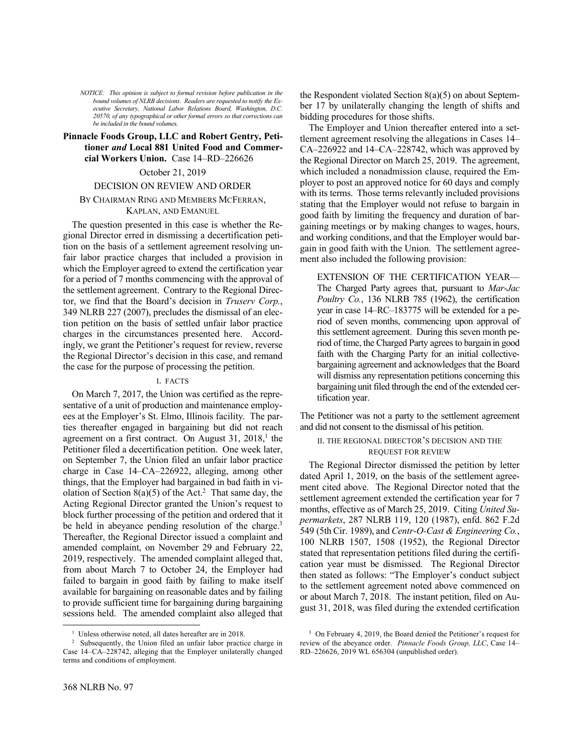*NOTICE: This opinion is subject to formal revision before publication in the bound volumes of NLRB decisions. Readers are requested to notify the Executive Secretary, National Labor Relations Board, Washington, D.C. 20570, of any typographical or other formal errors so that corrections can be included in the bound volumes.*

**Pinnacle Foods Group, LLC and Robert Gentry, Petitioner *and* Local 881 United Food and Commercial Workers Union.** Case 14–RD–226626

October 21, 2019

DECISION ON REVIEW AND ORDER

BY CHAIRMAN RING AND MEMBERS MCFERRAN, KAPLAN, AND EMANUEL

The question presented in this case is whether the Regional Director erred in dismissing a decertification petition on the basis of a settlement agreement resolving unfair labor practice charges that included a provision in which the Employer agreed to extend the certification year for a period of 7 months commencing with the approval of the settlement agreement. Contrary to the Regional Director, we find that the Board's decision in *Truserv Corp.*, 349 NLRB 227 (2007), precludes the dismissal of an election petition on the basis of settled unfair labor practice charges in the circumstances presented here. Accordingly, we grant the Petitioner's request for review, reverse the Regional Director's decision in this case, and remand the case for the purpose of processing the petition.

## I. FACTS

On March 7, 2017, the Union was certified as the representative of a unit of production and maintenance employees at the Employer's St. Elmo, Illinois facility. The parties thereafter engaged in bargaining but did not reach agreement on a first contract. On August 31, 2018,[1] the Petitioner filed a decertification petition. One week later, on September 7, the Union filed an unfair labor practice charge in Case 14–CA–226922, alleging, among other things, that the Employer had bargained in bad faith in violation of Section 8(a)(5) of the Act.[2] That same day, the Acting Regional Director granted the Union's request to block further processing of the petition and ordered that it be held in abeyance pending resolution of the charge.[3] Thereafter, the Regional Director issued a complaint and amended complaint, on November 29 and February 22, 2019, respectively. The amended complaint alleged that, from about March 7 to October 24, the Employer had failed to bargain in good faith by failing to make itself available for bargaining on reasonable dates and by failing to provide sufficient time for bargaining during bargaining sessions held. The amended complaint also alleged that the Respondent violated Section 8(a)(5) on about September 17 by unilaterally changing the length of shifts and bidding procedures for those shifts.

The Employer and Union thereafter entered into a settlement agreement resolving the allegations in Cases 14–CA–226922 and 14–CA–228742, which was approved by the Regional Director on March 25, 2019. The agreement, which included a nonadmission clause, required the Employer to post an approved notice for 60 days and comply with its terms. Those terms relevantly included provisions stating that the Employer would not refuse to bargain in good faith by limiting the frequency and duration of bargaining meetings or by making changes to wages, hours, and working conditions, and that the Employer would bargain in good faith with the Union. The settlement agreement also included the following provision:

> EXTENSION OF THE CERTIFICATION YEAR—The Charged Party agrees that, pursuant to *Mar-Jac Poultry Co.*, 136 NLRB 785 (1962), the certification year in case 14–RC–183775 will be extended for a period of seven months, commencing upon approval of this settlement agreement. During this seven month period of time, the Charged Party agrees to bargain in good faith with the Charging Party for an initial collective-bargaining agreement and acknowledges that the Board will dismiss any representation petitions concerning this bargaining unit filed through the end of the extended certification year.

The Petitioner was not a party to the settlement agreement and did not consent to the dismissal of his petition.

## II. THE REGIONAL DIRECTOR'S DECISION AND THE REQUEST FOR REVIEW

The Regional Director dismissed the petition by letter dated April 1, 2019, on the basis of the settlement agreement cited above. The Regional Director noted that the settlement agreement extended the certification year for 7 months, effective as of March 25, 2019. Citing *United Supermarkets*, 287 NLRB 119, 120 (1987), enfd. 862 F.2d 549 (5th Cir. 1989), and *Centr-O-Cast & Engineering Co.*, 100 NLRB 1507, 1508 (1952), the Regional Director stated that representation petitions filed during the certification year must be dismissed. The Regional Director then stated as follows: "The Employer's conduct subject to the settlement agreement noted above commenced on or about March 7, 2018. The instant petition, filed on August 31, 2018, was filed during the extended certification

---

[1] Unless otherwise noted, all dates hereafter are in 2018.

[2] Subsequently, the Union filed an unfair labor practice charge in Case 14–CA–228742, alleging that the Employer unilaterally changed terms and conditions of employment.

[3] On February 4, 2019, the Board denied the Petitioner's request for review of the abeyance order. *Pinnacle Foods Group, LLC*, Case 14–RD–226626, 2019 WL 656304 (unpublished order).

368 NLRB No. 97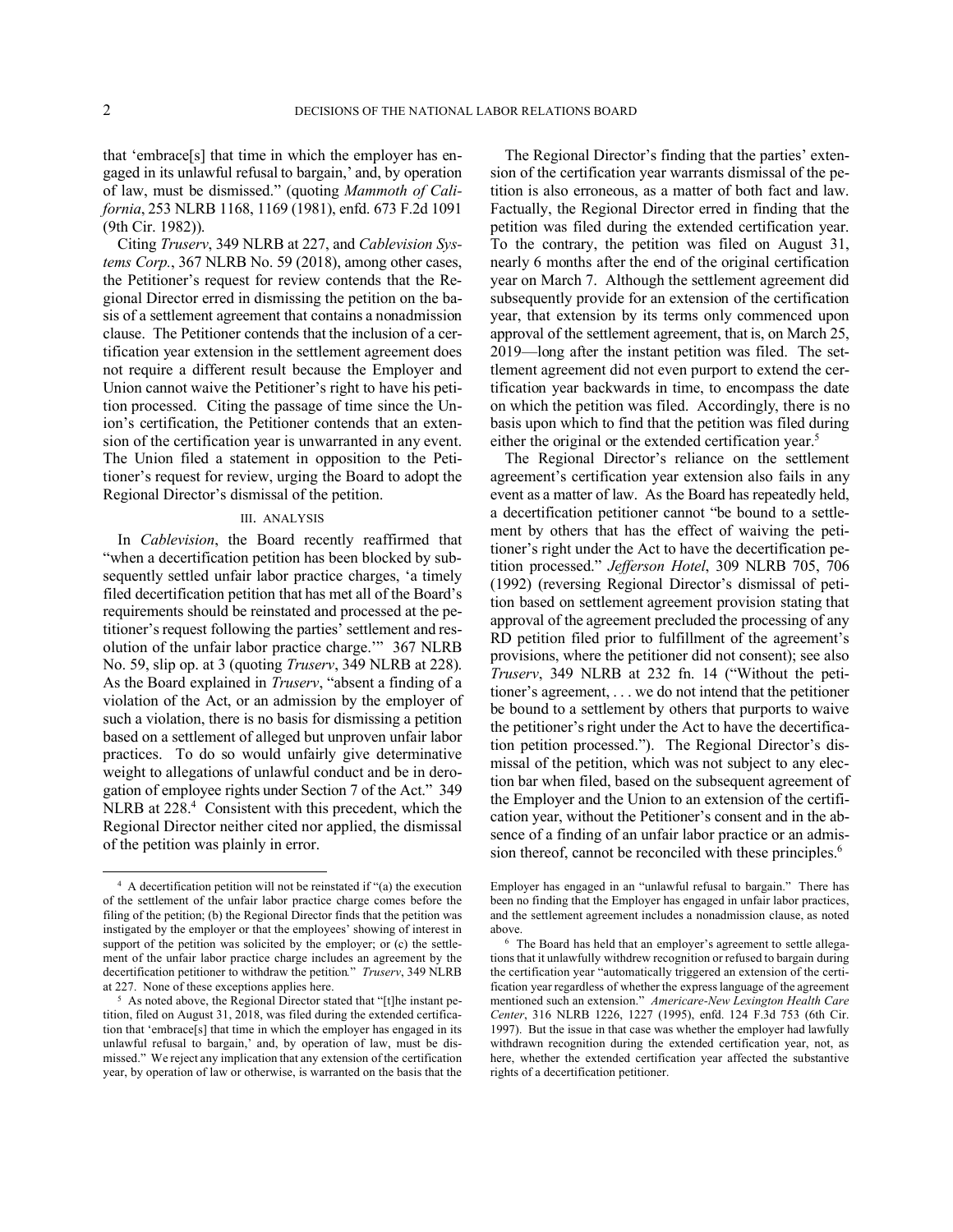that 'embrace[s] that time in which the employer has engaged in its unlawful refusal to bargain,' and, by operation of law, must be dismissed." (quoting *Mammoth of California*, 253 NLRB 1168, 1169 (1981), enfd. 673 F.2d 1091 (9th Cir. 1982)).

Citing *Truserv*, 349 NLRB at 227, and *Cablevision Systems Corp.*, 367 NLRB No. 59 (2018), among other cases, the Petitioner's request for review contends that the Regional Director erred in dismissing the petition on the basis of a settlement agreement that contains a nonadmission clause. The Petitioner contends that the inclusion of a certification year extension in the settlement agreement does not require a different result because the Employer and Union cannot waive the Petitioner's right to have his petition processed. Citing the passage of time since the Union's certification, the Petitioner contends that an extension of the certification year is unwarranted in any event. The Union filed a statement in opposition to the Petitioner's request for review, urging the Board to adopt the Regional Director's dismissal of the petition.

### III. ANALYSIS

In *Cablevision*, the Board recently reaffirmed that "when a decertification petition has been blocked by subsequently settled unfair labor practice charges, 'a timely filed decertification petition that has met all of the Board's requirements should be reinstated and processed at the petitioner's request following the parties' settlement and resolution of the unfair labor practice charge.'" 367 NLRB No. 59, slip op. at 3 (quoting *Truserv*, 349 NLRB at 228). As the Board explained in *Truserv*, "absent a finding of a violation of the Act, or an admission by the employer of such a violation, there is no basis for dismissing a petition based on a settlement of alleged but unproven unfair labor practices. To do so would unfairly give determinative weight to allegations of unlawful conduct and be in derogation of employee rights under Section 7 of the Act." 349 NLRB at 228.[4] Consistent with this precedent, which the Regional Director neither cited nor applied, the dismissal of the petition was plainly in error.

The Regional Director's finding that the parties' extension of the certification year warrants dismissal of the petition is also erroneous, as a matter of both fact and law. Factually, the Regional Director erred in finding that the petition was filed during the extended certification year. To the contrary, the petition was filed on August 31, nearly 6 months after the end of the original certification year on March 7. Although the settlement agreement did subsequently provide for an extension of the certification year, that extension by its terms only commenced upon approval of the settlement agreement, that is, on March 25, 2019—long after the instant petition was filed. The settlement agreement did not even purport to extend the certification year backwards in time, to encompass the date on which the petition was filed. Accordingly, there is no basis upon which to find that the petition was filed during either the original or the extended certification year.[5]

The Regional Director's reliance on the settlement agreement's certification year extension also fails in any event as a matter of law. As the Board has repeatedly held, a decertification petitioner cannot "be bound to a settlement by others that has the effect of waiving the petitioner's right under the Act to have the decertification petition processed." *Jefferson Hotel*, 309 NLRB 705, 706 (1992) (reversing Regional Director's dismissal of petition based on settlement agreement provision stating that approval of the agreement precluded the processing of any RD petition filed prior to fulfillment of the agreement's provisions, where the petitioner did not consent); see also *Truserv*, 349 NLRB at 232 fn. 14 ("Without the petitioner's agreement, . . . we do not intend that the petitioner be bound to a settlement by others that purports to waive the petitioner's right under the Act to have the decertification petition processed."). The Regional Director's dismissal of the petition, which was not subject to any election bar when filed, based on the subsequent agreement of the Employer and the Union to an extension of the certification year, without the Petitioner's consent and in the absence of a finding of an unfair labor practice or an admission thereof, cannot be reconciled with these principles.[6]

---

[4] A decertification petition will not be reinstated if "(a) the execution of the settlement of the unfair labor practice charge comes before the filing of the petition; (b) the Regional Director finds that the petition was instigated by the employer or that the employees' showing of interest in support of the petition was solicited by the employer; or (c) the settlement of the unfair labor practice charge includes an agreement by the decertification petitioner to withdraw the petition." *Truserv*, 349 NLRB at 227. None of these exceptions applies here.

[5] As noted above, the Regional Director stated that "[t]he instant petition, filed on August 31, 2018, was filed during the extended certification that 'embrace[s] that time in which the employer has engaged in its unlawful refusal to bargain,' and, by operation of law, must be dismissed." We reject any implication that any extension of the certification year, by operation of law or otherwise, is warranted on the basis that the Employer has engaged in an "unlawful refusal to bargain." There has been no finding that the Employer has engaged in unfair labor practices, and the settlement agreement includes a nonadmission clause, as noted above.

[6] The Board has held that an employer's agreement to settle allegations that it unlawfully withdrew recognition or refused to bargain during the certification year "automatically triggered an extension of the certification year regardless of whether the express language of the agreement mentioned such an extension." *Americare-New Lexington Health Care Center*, 316 NLRB 1226, 1227 (1995), enfd. 124 F.3d 753 (6th Cir. 1997). But the issue in that case was whether the employer had lawfully withdrawn recognition during the extended certification year, not, as here, whether the extended certification year affected the substantive rights of a decertification petitioner.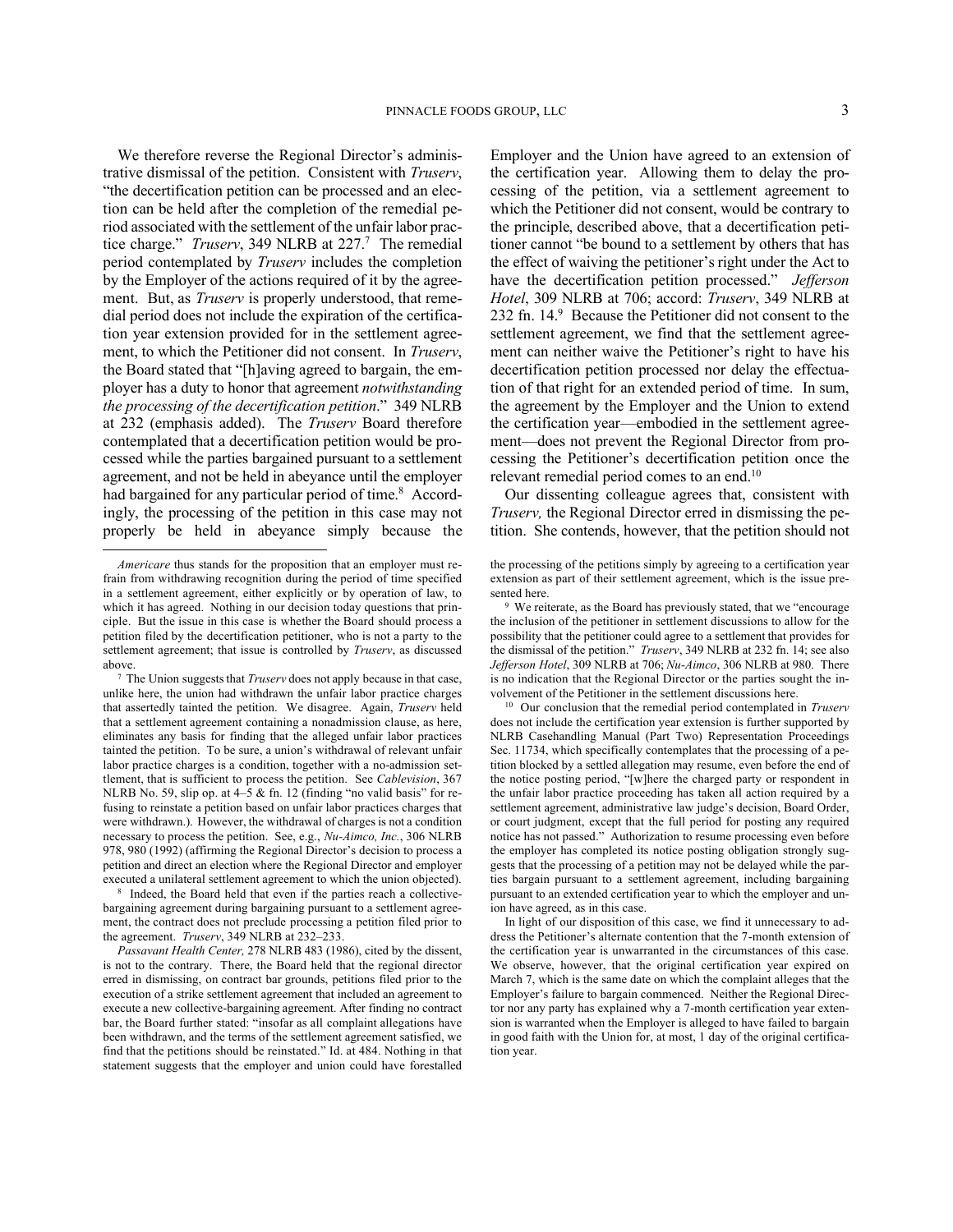We therefore reverse the Regional Director's administrative dismissal of the petition. Consistent with *Truserv*, "the decertification petition can be processed and an election can be held after the completion of the remedial period associated with the settlement of the unfair labor practice charge." *Truserv*, 349 NLRB at 227.[7] The remedial period contemplated by *Truserv* includes the completion by the Employer of the actions required of it by the agreement. But, as *Truserv* is properly understood, that remedial period does not include the expiration of the certification year extension provided for in the settlement agreement, to which the Petitioner did not consent. In *Truserv*, the Board stated that "[h]aving agreed to bargain, the employer has a duty to honor that agreement *notwithstanding the processing of the decertification petition*." 349 NLRB at 232 (emphasis added). The *Truserv* Board therefore contemplated that a decertification petition would be processed while the parties bargained pursuant to a settlement agreement, and not be held in abeyance until the employer had bargained for any particular period of time.[8] Accordingly, the processing of the petition in this case may not properly be held in abeyance simply because the Employer and the Union have agreed to an extension of the certification year. Allowing them to delay the processing of the petition, via a settlement agreement to which the Petitioner did not consent, would be contrary to the principle, described above, that a decertification petitioner cannot "be bound to a settlement by others that has the effect of waiving the petitioner's right under the Act to have the decertification petition processed." *Jefferson Hotel*, 309 NLRB at 706; accord: *Truserv*, 349 NLRB at 232 fn. 14.[9] Because the Petitioner did not consent to the settlement agreement, we find that the settlement agreement can neither waive the Petitioner's right to have his decertification petition processed nor delay the effectuation of that right for an extended period of time. In sum, the agreement by the Employer and the Union to extend the certification year—embodied in the settlement agreement—does not prevent the Regional Director from processing the Petitioner's decertification petition once the relevant remedial period comes to an end.[10]

Our dissenting colleague agrees that, consistent with *Truserv,* the Regional Director erred in dismissing the petition. She contends, however, that the petition should not

---

*Americare* thus stands for the proposition that an employer must refrain from withdrawing recognition during the period of time specified in a settlement agreement, either explicitly or by operation of law, to which it has agreed. Nothing in our decision today questions that principle. But the issue in this case is whether the Board should process a petition filed by the decertification petitioner, who is not a party to the settlement agreement; that issue is controlled by *Truserv*, as discussed above.

[7] The Union suggests that *Truserv* does not apply because in that case, unlike here, the union had withdrawn the unfair labor practice charges that assertedly tainted the petition. We disagree. Again, *Truserv* held that a settlement agreement containing a nonadmission clause, as here, eliminates any basis for finding that the alleged unfair labor practices tainted the petition. To be sure, a union's withdrawal of relevant unfair labor practice charges is a condition, together with a no-admission settlement, that is sufficient to process the petition. See *Cablevision*, 367 NLRB No. 59, slip op. at 4–5 & fn. 12 (finding "no valid basis" for refusing to reinstate a petition based on unfair labor practices charges that were withdrawn.). However, the withdrawal of charges is not a condition necessary to process the petition. See, e.g., *Nu-Aimco, Inc.*, 306 NLRB 978, 980 (1992) (affirming the Regional Director's decision to process a petition and direct an election where the Regional Director and employer executed a unilateral settlement agreement to which the union objected).

[8] Indeed, the Board held that even if the parties reach a collective-bargaining agreement during bargaining pursuant to a settlement agreement, the contract does not preclude processing a petition filed prior to the agreement. *Truserv*, 349 NLRB at 232–233.

*Passavant Health Center,* 278 NLRB 483 (1986), cited by the dissent, is not to the contrary. There, the Board held that the regional director erred in dismissing, on contract bar grounds, petitions filed prior to the execution of a strike settlement agreement that included an agreement to execute a new collective-bargaining agreement. After finding no contract bar, the Board further stated: "insofar as all complaint allegations have been withdrawn, and the terms of the settlement agreement satisfied, we find that the petitions should be reinstated." Id. at 484. Nothing in that statement suggests that the employer and union could have forestalled the processing of the petitions simply by agreeing to a certification year extension as part of their settlement agreement, which is the issue presented here.

[9] We reiterate, as the Board has previously stated, that we "encourage the inclusion of the petitioner in settlement discussions to allow for the possibility that the petitioner could agree to a settlement that provides for the dismissal of the petition." *Truserv*, 349 NLRB at 232 fn. 14; see also *Jefferson Hotel*, 309 NLRB at 706; *Nu-Aimco*, 306 NLRB at 980. There is no indication that the Regional Director or the parties sought the involvement of the Petitioner in the settlement discussions here.

[10] Our conclusion that the remedial period contemplated in *Truserv* does not include the certification year extension is further supported by NLRB Casehandling Manual (Part Two) Representation Proceedings Sec. 11734, which specifically contemplates that the processing of a petition blocked by a settled allegation may resume, even before the end of the notice posting period, "[w]here the charged party or respondent in the unfair labor practice proceeding has taken all action required by a settlement agreement, administrative law judge's decision, Board Order, or court judgment, except that the full period for posting any required notice has not passed." Authorization to resume processing even before the employer has completed its notice posting obligation strongly suggests that the processing of a petition may not be delayed while the parties bargain pursuant to a settlement agreement, including bargaining pursuant to an extended certification year to which the employer and union have agreed, as in this case.

In light of our disposition of this case, we find it unnecessary to address the Petitioner's alternate contention that the 7-month extension of the certification year is unwarranted in the circumstances of this case. We observe, however, that the original certification year expired on March 7, which is the same date on which the complaint alleges that the Employer's failure to bargain commenced. Neither the Regional Director nor any party has explained why a 7-month certification year extension is warranted when the Employer is alleged to have failed to bargain in good faith with the Union for, at most, 1 day of the original certification year.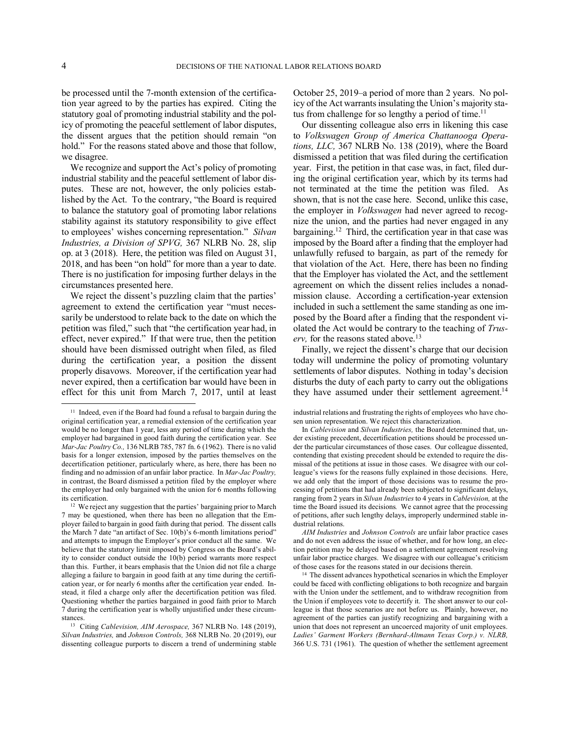be processed until the 7-month extension of the certification year agreed to by the parties has expired. Citing the statutory goal of promoting industrial stability and the policy of promoting the peaceful settlement of labor disputes, the dissent argues that the petition should remain "on hold." For the reasons stated above and those that follow, we disagree.

We recognize and support the Act's policy of promoting industrial stability and the peaceful settlement of labor disputes. These are not, however, the only policies established by the Act. To the contrary, "the Board is required to balance the statutory goal of promoting labor relations stability against its statutory responsibility to give effect to employees' wishes concerning representation." *Silvan Industries, a Division of SPVG,* 367 NLRB No. 28, slip op. at 3 (2018). Here, the petition was filed on August 31, 2018, and has been "on hold" for more than a year to date. There is no justification for imposing further delays in the circumstances presented here.

We reject the dissent's puzzling claim that the parties' agreement to extend the certification year "must necessarily be understood to relate back to the date on which the petition was filed," such that "the certification year had, in effect, never expired." If that were true, then the petition should have been dismissed outright when filed, as filed during the certification year, a position the dissent properly disavows. Moreover, if the certification year had never expired, then a certification bar would have been in effect for this unit from March 7, 2017, until at least October 25, 2019–a period of more than 2 years. No policy of the Act warrants insulating the Union's majority status from challenge for so lengthy a period of time.[11]

Our dissenting colleague also errs in likening this case to *Volkswagen Group of America Chattanooga Operations, LLC,* 367 NLRB No. 138 (2019), where the Board dismissed a petition that was filed during the certification year. First, the petition in that case was, in fact, filed during the original certification year, which by its terms had not terminated at the time the petition was filed. As shown, that is not the case here. Second, unlike this case, the employer in *Volkswagen* had never agreed to recognize the union, and the parties had never engaged in any bargaining.[12] Third, the certification year in that case was imposed by the Board after a finding that the employer had unlawfully refused to bargain, as part of the remedy for that violation of the Act. Here, there has been no finding that the Employer has violated the Act, and the settlement agreement on which the dissent relies includes a nonadmission clause. According a certification-year extension included in such a settlement the same standing as one imposed by the Board after a finding that the respondent violated the Act would be contrary to the teaching of *Truserv,* for the reasons stated above.[13]

Finally, we reject the dissent's charge that our decision today will undermine the policy of promoting voluntary settlements of labor disputes. Nothing in today's decision disturbs the duty of each party to carry out the obligations they have assumed under their settlement agreement.[14]

---

[11] Indeed, even if the Board had found a refusal to bargain during the original certification year, a remedial extension of the certification year would be no longer than 1 year, less any period of time during which the employer had bargained in good faith during the certification year. See *Mar-Jac Poultry Co.,* 136 NLRB 785, 787 fn. 6 (1962). There is no valid basis for a longer extension, imposed by the parties themselves on the decertification petitioner, particularly where, as here, there has been no finding and no admission of an unfair labor practice. In *Mar-Jac Poultry,* in contrast, the Board dismissed a petition filed by the employer where the employer had only bargained with the union for 6 months following its certification.

[12] We reject any suggestion that the parties' bargaining prior to March 7 may be questioned, when there has been no allegation that the Employer failed to bargain in good faith during that period. The dissent calls the March 7 date "an artifact of Sec. 10(b)'s 6-month limitations period" and attempts to impugn the Employer's prior conduct all the same. We believe that the statutory limit imposed by Congress on the Board's ability to consider conduct outside the 10(b) period warrants more respect than this. Further, it bears emphasis that the Union did not file a charge alleging a failure to bargain in good faith at any time during the certification year, or for nearly 6 months after the certification year ended. Instead, it filed a charge only after the decertification petition was filed. Questioning whether the parties bargained in good faith prior to March 7 during the certification year is wholly unjustified under these circumstances.

[13] Citing *Cablevision, AIM Aerospace,* 367 NLRB No. 148 (2019), *Silvan Industries,* and *Johnson Controls,* 368 NLRB No. 20 (2019), our dissenting colleague purports to discern a trend of undermining stable industrial relations and frustrating the rights of employees who have chosen union representation. We reject this characterization.

In *Cablevision* and *Silvan Industries,* the Board determined that, under existing precedent, decertification petitions should be processed under the particular circumstances of those cases. Our colleague dissented, contending that existing precedent should be extended to require the dismissal of the petitions at issue in those cases. We disagree with our colleague's views for the reasons fully explained in those decisions. Here, we add only that the import of those decisions was to resume the processing of petitions that had already been subjected to significant delays, ranging from 2 years in *Silvan Industries* to 4 years in *Cablevision,* at the time the Board issued its decisions*.* We cannot agree that the processing of petitions, after such lengthy delays, improperly undermined stable industrial relations.

*AIM Industries* and *Johnson Controls* are unfair labor practice cases and do not even address the issue of whether, and for how long, an election petition may be delayed based on a settlement agreement resolving unfair labor practice charges. We disagree with our colleague's criticism of those cases for the reasons stated in our decisions therein.

[14] The dissent advances hypothetical scenarios in which the Employer could be faced with conflicting obligations to both recognize and bargain with the Union under the settlement, and to withdraw recognition from the Union if employees vote to decertify it. The short answer to our colleague is that those scenarios are not before us. Plainly, however, no agreement of the parties can justify recognizing and bargaining with a union that does not represent an uncoerced majority of unit employees. *Ladies' Garment Workers (Bernhard-Altmann Texas Corp.) v. NLRB,* 366 U.S. 731 (1961). The question of whether the settlement agreement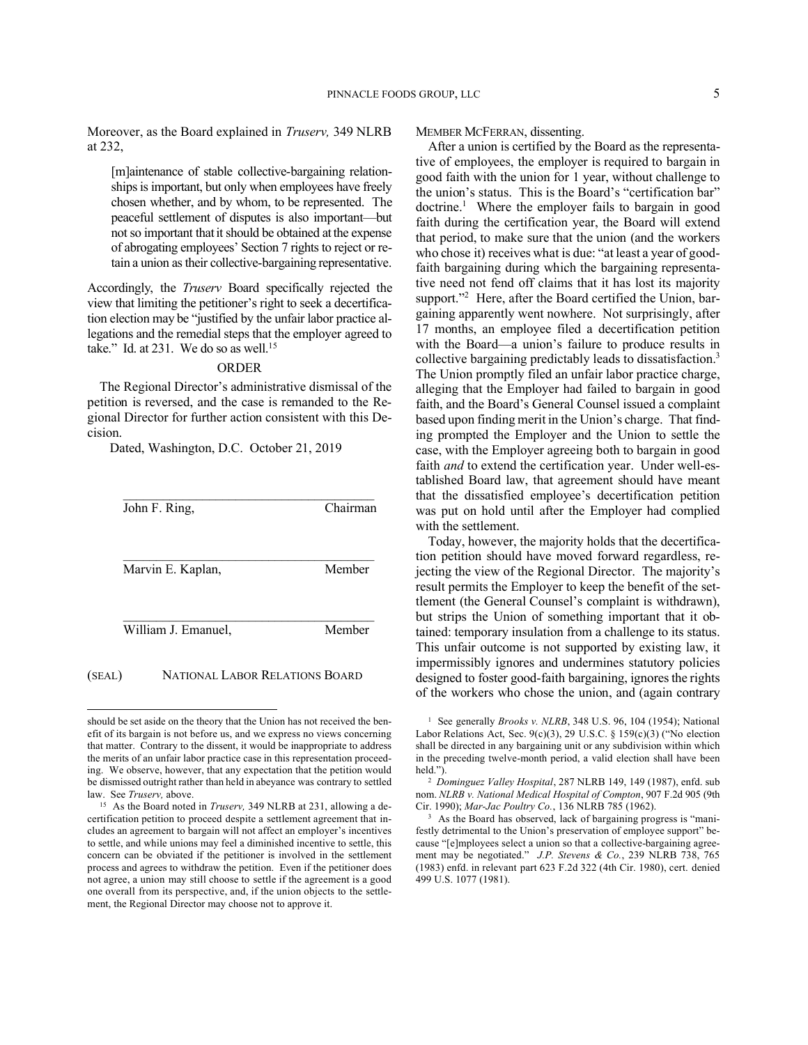Moreover, as the Board explained in *Truserv,* 349 NLRB at 232,

> [m]aintenance of stable collective-bargaining relationships is important, but only when employees have freely chosen whether, and by whom, to be represented. The peaceful settlement of disputes is also important—but not so important that it should be obtained at the expense of abrogating employees' Section 7 rights to reject or retain a union as their collective-bargaining representative.

Accordingly, the *Truserv* Board specifically rejected the view that limiting the petitioner's right to seek a decertification election may be "justified by the unfair labor practice allegations and the remedial steps that the employer agreed to take." Id. at 231. We do so as well.[15]

## ORDER

The Regional Director's administrative dismissal of the petition is reversed, and the case is remandedto the Regional Director for further action consistent with this Decision.

Dated, Washington, D.C. October 21, 2019

______________________________________
John F. Ring, Chairman

______________________________________
Marvin E. Kaplan, Member

______________________________________
William J. Emanuel, Member

(SEAL) NATIONAL LABOR RELATIONS BOARD

MEMBER MCFERRAN, dissenting.

After a union is certified by the Board as the representative of employees, the employer is required to bargain in good faith with the union for 1 year, without challenge to the union's status. This is the Board's "certification bar" doctrine.[1] Where the employer fails to bargain in good faith during the certification year, the Board will extend that period, to make sure that the union (and the workers who chose it) receives what is due: "at least a year of good-faith bargaining during which the bargaining representative need not fend off claims that it has lost its majority support."[2] Here, after the Board certified the Union, bargaining apparently went nowhere. Not surprisingly, after 17 months, an employee filed a decertification petition with the Board—a union's failure to produce results in collective bargaining predictably leads to dissatisfaction.[3] The Union promptly filed an unfair labor practice charge, alleging that the Employer had failed to bargain in good faith, and the Board's General Counsel issued a complaint based upon finding merit in the Union's charge. That finding prompted the Employer and the Union to settle the case, with the Employer agreeing both to bargain in good faith *and* to extend the certification year. Under well-established Board law, that agreement should have meant that the dissatisfied employee's decertification petition was put on hold until after the Employer had complied with the settlement.

Today, however, the majority holds that the decertification petition should have moved forward regardless, rejecting the view of the Regional Director. The majority's result permits the Employer to keep the benefit of the settlement (the General Counsel's complaint is withdrawn), but strips the Union of something important that it obtained: temporary insulation from a challenge to its status. This unfair outcome is not supported by existing law, it impermissibly ignores and undermines statutory policies designed to foster good-faith bargaining, ignores the rights of the workers who chose the union, and (again contrary

---

should be set aside on the theory that the Union has not received the benefit of its bargain is not before us, and we express no views concerning that matter. Contrary to the dissent, it would be inappropriate to address the merits of an unfair labor practice case in this representation proceeding. We observe, however, that any expectation that the petition would be dismissed outright rather than held in abeyance was contrary to settled law. See *Truserv,* above.

[15] As the Board noted in *Truserv,* 349 NLRB at 231, allowing a decertification petition to proceed despite a settlement agreement that includes an agreement to bargain will not affect an employer's incentives to settle, and while unions may feel a diminished incentive to settle, this concern can be obviated if the petitioner is involved in the settlement process and agrees to withdraw the petition. Even if the petitioner does not agree, a union may still choose to settle if the agreement is a good one overall from its perspective, and, if the union objects to the settlement, the Regional Director may choose not to approve it.

[1] See generally *Brooks v. NLRB*, 348 U.S. 96, 104 (1954); National Labor Relations Act, Sec. 9(c)(3), 29 U.S.C. § 159(c)(3) ("No election shall be directed in any bargaining unit or any subdivision within which in the preceding twelve-month period, a valid election shall have been held.").

[2] *Dominguez Valley Hospital*, 287 NLRB 149, 149 (1987), enfd. sub nom. *NLRB v. National Medical Hospital of Compton*, 907 F.2d 905 (9th Cir. 1990); *Mar-Jac Poultry Co.*, 136 NLRB 785 (1962).

[3] As the Board has observed, lack of bargaining progress is "manifestly detrimental to the Union's preservation of employee support" because "[e]mployees select a union so that a collective-bargaining agreement may be negotiated." *J.P. Stevens & Co.*, 239 NLRB 738, 765 (1983) enfd. in relevant part 623 F.2d 322 (4th Cir. 1980), cert. denied 499 U.S. 1077 (1981).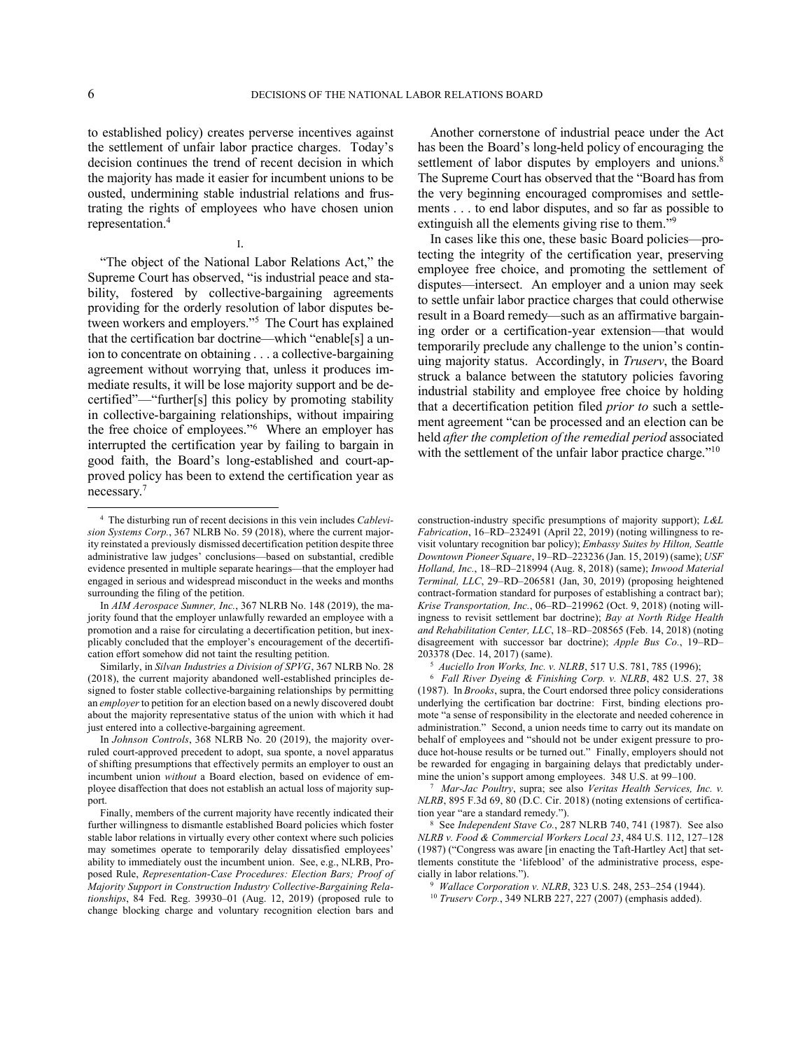to established policy) creates perverse incentives against the settlement of unfair labor practice charges. Today's decision continues the trend of recent decision in which the majority has made it easier for incumbent unions to be ousted, undermining stable industrial relations and frustrating the rights of employees who have chosen union representation.[4]

I.

"The object of the National Labor Relations Act," the Supreme Court has observed, "is industrial peace and stability, fostered by collective-bargaining agreements providing for the orderly resolution of labor disputes between workers and employers."[5] The Court has explained that the certification bar doctrine—which "enable[s] a union to concentrate on obtaining . . . a collective-bargaining agreement without worrying that, unless it produces immediate results, it will be lose majority support and be decertified"—"further[s] this policy by promoting stability in collective-bargaining relationships, without impairing the free choice of employees."[6] Where an employer has interrupted the certification year by failing to bargain in good faith, the Board's long-established and court-approved policy has been to extend the certification year as necessary.[7]

Another cornerstone of industrial peace under the Act has been the Board's long-held policy of encouraging the settlement of labor disputes by employers and unions.[8] The Supreme Court has observed that the "Board has from the very beginning encouraged compromises and settlements . . . to end labor disputes, and so far as possible to extinguish all the elements giving rise to them."[9]

In cases like this one, these basic Board policies—protecting the integrity of the certification year, preserving employee free choice, and promoting the settlement of disputes—intersect. An employer and a union may seek to settle unfair labor practice charges that could otherwise result in a Board remedy—such as an affirmative bargaining order or a certification-year extension—that would temporarily preclude any challenge to the union's continuing majority status. Accordingly, in *Truserv*, the Board struck a balance between the statutory policies favoring industrial stability and employee free choice by holding that a decertification petition filed *prior to* such a settlement agreement "can be processed and an election can be held *after the completion of the remedial period* associated with the settlement of the unfair labor practice charge."[10]

---

[4] The disturbing run of recent decisions in this vein includes *Cablevision Systems Corp.*, 367 NLRB No. 59 (2018), where the current majority reinstated a previously dismissed decertification petition despite three administrative law judges' conclusions—based on substantial, credible evidence presented in multiple separate hearings—that the employer had engaged in serious and widespread misconduct in the weeks and months surrounding the filing of the petition.

In *AIM Aerospace Sumner, Inc.*, 367 NLRB No. 148 (2019), the majority found that the employer unlawfully rewarded an employee with a promotion and a raise for circulating a decertification petition, but inexplicably concluded that the employer's encouragement of the decertification effort somehow did not taint the resulting petition.

Similarly, in *Silvan Industries a Division of SPVG*, 367 NLRB No. 28 (2018), the current majority abandoned well-established principles designed to foster stable collective-bargaining relationships by permitting an *employer* to petition for an election based on a newly discovered doubt about the majority representative status of the union with which it had just entered into a collective-bargaining agreement.

In *Johnson Controls*, 368 NLRB No. 20 (2019), the majority overruled court-approved precedent to adopt, sua sponte, a novel apparatus of shifting presumptions that effectively permits an employer to oust an incumbent union *without* a Board election, based on evidence of employee disaffection that does not establish an actual loss of majority support.

Finally, members of the current majority have recently indicated their further willingness to dismantle established Board policies which foster stable labor relations in virtually every other context where such policies may sometimes operate to temporarily delay dissatisfied employees' ability to immediately oust the incumbent union. See, e.g., NLRB, Proposed Rule, *Representation-Case Procedures: Election Bars; Proof of Majority Support in Construction Industry Collective-Bargaining Relationships*, 84 Fed. Reg. 39930–01 (Aug. 12, 2019) (proposed rule to change blocking charge and voluntary recognition election bars and construction-industry specific presumptions of majority support); *L&L Fabrication*, 16–RD–232491 (April 22, 2019) (noting willingness to revisit voluntary recognition bar policy); *Embassy Suites by Hilton, Seattle Downtown Pioneer Square*, 19–RD–223236 (Jan. 15, 2019) (same); *USF Holland, Inc.*, 18–RD–218994 (Aug. 8, 2018) (same); *Inwood Material Terminal, LLC*, 29–RD–206581 (Jan, 30, 2019) (proposing heightened contract-formation standard for purposes of establishing a contract bar); *Krise Transportation, Inc.*, 06–RD–219962 (Oct. 9, 2018) (noting willingness to revisit settlement bar doctrine); *Bay at North Ridge Health and Rehabilitation Center, LLC*, 18–RD–208565 (Feb. 14, 2018) (noting disagreement with successor bar doctrine); *Apple Bus Co.*, 19–RD–203378 (Dec. 14, 2017) (same).

[5] *Auciello Iron Works, Inc. v. NLRB*, 517 U.S. 781, 785 (1996);

[6] *Fall River Dyeing & Finishing Corp. v. NLRB*, 482 U.S. 27, 38 (1987). In *Brooks*, supra, the Court endorsed three policy considerations underlying the certification bar doctrine: First, binding elections promote "a sense of responsibility in the electorate and needed coherence in administration." Second, a union needs time to carry out its mandate on behalf of employees and "should not be under exigent pressure to produce hot-house results or be turned out." Finally, employers should not be rewarded for engaging in bargaining delays that predictably undermine the union's support among employees. 348 U.S. at 99–100.

[7] *Mar-Jac Poultry*, supra; see also *Veritas Health Services, Inc. v. NLRB*, 895 F.3d 69, 80 (D.C. Cir. 2018) (noting extensions of certification year "are a standard remedy.").

[8] See *Independent Stave Co.*, 287 NLRB 740, 741 (1987). See also *NLRB v. Food & Commercial Workers Local 23*, 484 U.S. 112, 127–128 (1987) ("Congress was aware [in enacting the Taft-Hartley Act] that settlements constitute the 'lifeblood' of the administrative process, especially in labor relations.").

[9] *Wallace Corporation v. NLRB*, 323 U.S. 248, 253–254 (1944).

[10] *Truserv Corp.*, 349 NLRB 227, 227 (2007) (emphasis added).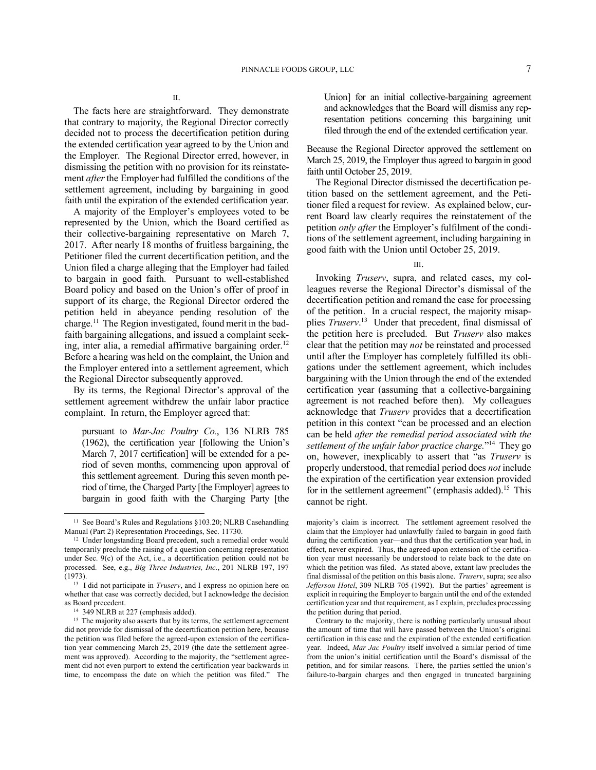II.

The facts here are straightforward. They demonstrate that contrary to majority, the Regional Director correctly decided not to process the decertification petition during the extended certification year agreed to by the Union and the Employer. The Regional Director erred, however, in dismissing the petition with no provision for its reinstatement *after* the Employer had fulfilled the conditions of the settlement agreement, including by bargaining in good faith until the expiration of the extended certification year.

A majority of the Employer's employees voted to be represented by the Union, which the Board certified as their collective-bargaining representative on March 7, 2017. After nearly 18 months of fruitless bargaining, the Petitioner filed the current decertification petition, and the Union filed a charge alleging that the Employer had failed to bargain in good faith. Pursuant to well-established Board policy and based on the Union's offer of proof in support of its charge, the Regional Director ordered the petition held in abeyance pending resolution of the charge.[11] The Region investigated, found merit in the bad-faith bargaining allegations, and issued a complaint seeking, inter alia, a remedial affirmative bargaining order.[12] Before a hearing was held on the complaint, the Union and the Employer entered into a settlement agreement, which the Regional Director subsequently approved.

By its terms, the Regional Director's approval of the settlement agreement withdrew the unfair labor practice complaint. In return, the Employer agreed that:

> pursuant to *Mar-Jac Poultry Co.*, 136 NLRB 785 (1962), the certification year [following the Union's March 7, 2017 certification] will be extended for a period of seven months, commencing upon approval of this settlement agreement. During this seven month period of time, the Charged Party [the Employer] agrees to bargain in good faith with the Charging Party [the Union] for an initial collective-bargaining agreement and acknowledges that the Board will dismiss any representation petitions concerning this bargaining unit filed through the end of the extended certification year.

Because the Regional Director approved the settlement on March 25, 2019, the Employer thus agreed to bargain in good faith until October 25, 2019.

The Regional Director dismissed the decertification petition based on the settlement agreement, and the Petitioner filed a request for review. As explained below, current Board law clearly requires the reinstatement of the petition *only after* the Employer's fulfilment of the conditions of the settlement agreement, including bargaining in good faith with the Union until October 25, 2019.

III.

Invoking *Truserv*, supra, and related cases, my colleagues reverse the Regional Director's dismissal of the decertification petition and remand the case for processing of the petition. In a crucial respect, the majority misapplies *Truserv*.[13] Under that precedent, final dismissal of the petition here is precluded. But *Truserv* also makes clear that the petition may *not* be reinstated and processed until after the Employer has completely fulfilled its obligations under the settlement agreement, which includes bargaining with the Union through the end of the extended certification year (assuming that a collective-bargaining agreement is not reached before then). My colleagues acknowledge that *Truserv* provides that a decertification petition in this context "can be processed and an election can be held *after the remedial period associated with the settlement of the unfair labor practice charge.*"[14] They go on, however, inexplicably to assert that "as *Truserv* is properly understood, that remedial period does *not* include the expiration of the certification year extension provided for in the settlement agreement" (emphasis added).[15] This cannot be right.

---

[11] See Board's Rules and Regulations §103.20; NLRB Casehandling Manual (Part 2) Representation Proceedings, Sec. 11730.

[12] Under longstanding Board precedent, such a remedial order would temporarily preclude the raising of a question concerning representation under Sec. 9(c) of the Act, i.e., a decertification petition could not be processed. See, e.g., *Big Three Industries, Inc.*, 201 NLRB 197, 197 (1973).

[13] I did not participate in *Truserv*, and I express no opinion here on whether that case was correctly decided, but I acknowledge the decision as Board precedent.

[14] 349 NLRB at 227 (emphasis added).

[15] The majority also asserts that by its terms, the settlement agreement did not provide for dismissal of the decertification petition here, because the petition was filed before the agreed-upon extension of the certification year commencing March 25, 2019 (the date the settlement agreement was approved). According to the majority, the "settlement agreement did not even purport to extend the certification year backwards in time, to encompass the date on which the petition was filed." The majority's claim is incorrect. The settlement agreement resolved the claim that the Employer had unlawfully failed to bargain in good faith during the certification year—and thus that the certification year had, in effect, never expired. Thus, the agreed-upon extension of the certification year must necessarily be understood to relate back to the date on which the petition was filed. As stated above, extant law precludes the final dismissal of the petition on this basis alone. *Truserv*, supra; see also *Jefferson Hotel*, 309 NLRB 705 (1992). But the parties' agreement is explicit in requiring the Employer to bargain until the end of the extended certification year and that requirement, as I explain, precludes processing the petition during that period.

Contrary to the majority, there is nothing particularly unusual about the amount of time that will have passed between the Union's original certification in this case and the expiration of the extended certification year. Indeed, *Mar Jac Poultry* itself involved a similar period of time from the union's initial certification until the Board's dismissal of the petition, and for similar reasons. There, the parties settled the union's failure-to-bargain charges and then engaged in truncated bargaining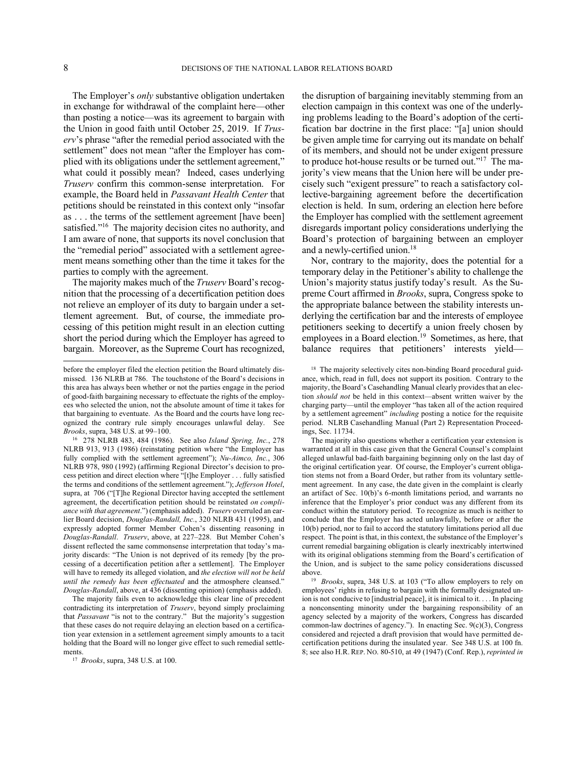The Employer's *only* substantive obligation undertaken in exchange for withdrawal of the complaint here—other than posting a notice—was its agreement to bargain with the Union in good faith until October 25, 2019. If *Truserv*'s phrase "after the remedial period associated with the settlement" does not mean "after the Employer has complied with its obligations under the settlement agreement," what could it possibly mean? Indeed, cases underlying *Truserv* confirm this common-sense interpretation. For example, the Board held in *Passavant Health Center* that petitions should be reinstated in this context only "insofar as . . . the terms of the settlement agreement [have been] satisfied."[16] The majority decision cites no authority, and I am aware of none, that supports its novel conclusion that the "remedial period" associated with a settlement agreement means something other than the time it takes for the parties to comply with the agreement.

The majority makes much of the *Truserv* Board's recognition that the processing of a decertification petition does not relieve an employer of its duty to bargain under a settlement agreement. But, of course, the immediate processing of this petition might result in an election cutting short the period during which the Employer has agreed to bargain. Moreover, as the Supreme Court has recognized, the disruption of bargaining inevitably stemming from an election campaign in this context was one of the underlying problems leading to the Board's adoption of the certification bar doctrine in the first place: "[a] union should be given ample time for carrying out its mandate on behalf of its members, and should not be under exigent pressure to produce hot-house results or be turned out."[17] The majority's view means that the Union here will be under precisely such "exigent pressure" to reach a satisfactory collective-bargaining agreement before the decertification election is held. In sum, ordering an election here before the Employer has complied with the settlement agreement disregards important policy considerations underlying the Board's protection of bargaining between an employer and a newly-certified union.[18]

Nor, contrary to the majority, does the potential for a temporary delay in the Petitioner's ability to challenge the Union's majority status justify today's result. As the Supreme Court affirmed in *Brooks*, supra, Congress spoke to the appropriate balance between the stability interests underlying the certification bar and the interests of employee petitioners seeking to decertify a union freely chosen by employees in a Board election.[19] Sometimes, as here, that balance requires that petitioners' interests yield—

---

before the employer filed the election petition the Board ultimately dismissed. 136 NLRB at 786. The touchstone of the Board's decisions in this area has always been whether or not the parties engage in the period of good-faith bargaining necessary to effectuate the rights of the employees who selected the union, not the absolute amount of time it takes for that bargaining to eventuate. As the Board and the courts have long recognized the contrary rule simply encourages unlawful delay. See *Brooks*, supra, 348 U.S. at 99–100.

[16] 278 NLRB 483, 484 (1986). See also *Island Spring, Inc.*, 278 NLRB 913, 913 (1986) (reinstating petition where "the Employer has fully complied with the settlement agreement"); *Nu-Aimco, Inc.*, 306 NLRB 978, 980 (1992) (affirming Regional Director's decision to process petition and direct election where "[t]he Employer . . . fully satisfied the terms and conditions of the settlement agreement."); *Jefferson Hotel*, supra, at 706 ("[T]he Regional Director having accepted the settlement agreement, the decertification petition should be reinstated *on compliance with that agreement*.") (emphasis added). *Truserv* overruled an earlier Board decision, *Douglas-Randall, Inc.*, 320 NLRB 431 (1995), and expressly adopted former Member Cohen's dissenting reasoning in *Douglas-Randall*. *Truserv*, above, at 227–228. But Member Cohen's dissent reflected the same commonsense interpretation that today's majority discards: "The Union is not deprived of its remedy [by the processing of a decertification petition after a settlement]. The Employer will have to remedy its alleged violation, and *the election will not be held until the remedy has been effectuated* and the atmosphere cleansed." *Douglas-Randall*, above, at 436 (dissenting opinion) (emphasis added).

The majority fails even to acknowledge this clear line of precedent contradicting its interpretation of *Truserv*, beyond simply proclaiming that *Passavant* "is not to the contrary." But the majority's suggestion that these cases do not require delaying an election based on a certification year extension in a settlement agreement simply amounts to a tacit holding that the Board will no longer give effect to such remedial settlements.

[17] *Brooks*, supra, 348 U.S. at 100.

[18] The majority selectively cites non-binding Board procedural guidance, which, read in full, does not support its position. Contrary to the majority, the Board's Casehandling Manual clearly provides that an election *should not* be held in this context—absent written waiver by the charging party—until the employer "has taken all of the action required by a settlement agreement" *including* posting a notice for the requisite period. NLRB Casehandling Manual (Part 2) Representation Proceedings, Sec. 11734.

The majority also questions whether a certification year extension is warranted at all in this case given that the General Counsel's complaint alleged unlawful bad-faith bargaining beginning only on the last day of the original certification year. Of course, the Employer's current obligation stems not from a Board Order, but rather from its voluntary settlement agreement. In any case, the date given in the complaint is clearly an artifact of Sec. 10(b)'s 6-month limitations period, and warrants no inference that the Employer's prior conduct was any different from its conduct within the statutory period. To recognize as much is neither to conclude that the Employer has acted unlawfully, before or after the 10(b) period, nor to fail to accord the statutory limitations period all due respect. The point is that, in this context, the substance of the Employer's current remedial bargaining obligation is clearly inextricably intertwined with its original obligations stemming from the Board's certification of the Union, and is subject to the same policy considerations discussed above.

[19] *Brooks*, supra, 348 U.S. at 103 ("To allow employers to rely on employees' rights in refusing to bargain with the formally designated union is not conducive to [industrial peace], it is inimical to it. . . . In placing a nonconsenting minority under the bargaining responsibility of an agency selected by a majority of the workers, Congress has discarded common-law doctrines of agency."). In enacting Sec. 9(c)(3), Congress considered and rejected a draft provision that would have permitted decertification petitions during the insulated year. See 348 U.S. at 100 fn. 8; see also H.R. REP. NO. 80-510, at 49 (1947) (Conf. Rep.), *reprinted in*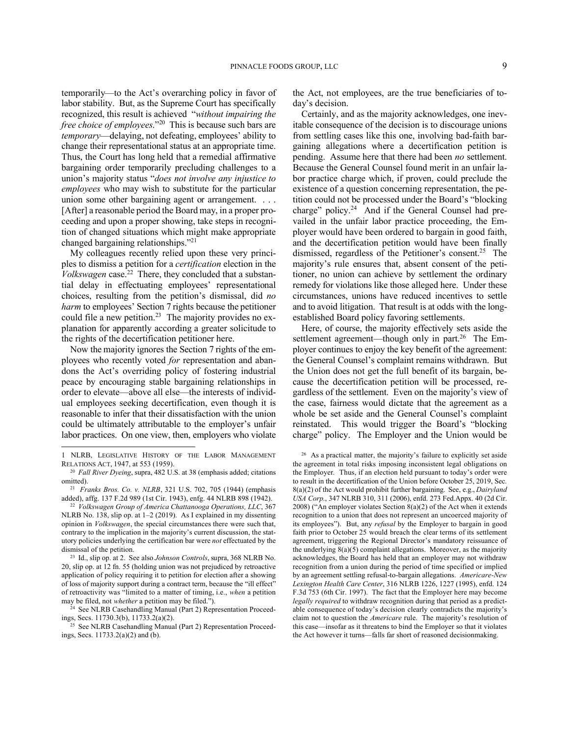temporarily—to the Act's overarching policy in favor of labor stability. But, as the Supreme Court has specifically recognized, this result is achieved "*without impairing the free choice of employees*."[20] This is because such bars are *temporary*—delaying, not defeating, employees' ability to change their representational status at an appropriate time. Thus, the Court has long held that a remedial affirmative bargaining order temporarily precluding challenges to a union's majority status "*does not involve any injustice to employees* who may wish to substitute for the particular union some other bargaining agent or arrangement. . . . [After] a reasonable period the Board may, in a proper proceeding and upon a proper showing, take steps in recognition of changed situations which might make appropriate changed bargaining relationships."[21]

My colleagues recently relied upon these very principles to dismiss a petition for a *certification* election in the *Volkswagen* case.[22] There, they concluded that a substantial delay in effectuating employees' representational choices, resulting from the petition's dismissal, did *no harm* to employees' Section 7 rights because the petitioner could file a new petition.[23] The majority provides no explanation for apparently according a greater solicitude to the rights of the decertification petitioner here.

Now the majority ignores the Section 7 rights of the employees who recently voted *for* representation and abandons the Act's overriding policy of fostering industrial peace by encouraging stable bargaining relationships in order to elevate—above all else—the interests of individual employees seeking decertification, even though it is reasonable to infer that their dissatisfaction with the union could be ultimately attributable to the employer's unfair labor practices. On one view, then, employers who violate the Act, not employees, are the true beneficiaries of today's decision.

Certainly, and as the majority acknowledges, one inevitable consequence of the decision is to discourage unions from settling cases like this one, involving bad-faith bargaining allegations where a decertification petition is pending. Assume here that there had been *no* settlement. Because the General Counsel found merit in an unfair labor practice charge which, if proven, could preclude the existence of a question concerning representation, the petition could not be processed under the Board's "blocking charge" policy.[24] And if the General Counsel had prevailed in the unfair labor practice proceeding, the Employer would have been ordered to bargain in good faith, and the decertification petition would have been finally dismissed, regardless of the Petitioner's consent.[25] The majority's rule ensures that, absent consent of the petitioner, no union can achieve by settlement the ordinary remedy for violations like those alleged here. Under these circumstances, unions have reduced incentives to settle and to avoid litigation. That result is at odds with the long-established Board policy favoring settlements.

Here, of course, the majority effectively sets aside the settlement agreement—though only in part.[26] The Employer continues to enjoy the key benefit of the agreement: the General Counsel's complaint remains withdrawn. But the Union does not get the full benefit of its bargain, because the decertification petition will be processed, regardless of the settlement. Even on the majority's view of the case, fairness would dictate that the agreement as a whole be set aside and the General Counsel's complaint reinstated. This would trigger the Board's "blocking charge" policy. The Employer and the Union would be

---

1 NLRB, Legislative History of the Labor Management Relations Act, 1947, at 553 (1959).

[20] *Fall River Dyeing*, supra, 482 U.S. at 38 (emphasis added; citations omitted).

[21] *Franks Bros. Co. v. NLRB*, 321 U.S. 702, 705 (1944) (emphasis added), affg. 137 F.2d 989 (1st Cir. 1943), enfg. 44 NLRB 898 (1942).

[22] *Volkswagen Group of America Chattanooga Operations, LLC*, 367 NLRB No. 138, slip op. at 1–2 (2019). As I explained in my dissenting opinion in *Volkswagen*, the special circumstances there were such that, contrary to the implication in the majority's current discussion, the statutory policies underlying the certification bar were *not* effectuated by the dismissal of the petition.

[23] Id., slip op. at 2. See also *Johnson Controls*, supra, 368 NLRB No. 20, slip op. at 12 fn. 55 (holding union was not prejudiced by retroactive application of policy requiring it to petition for election after a showing of loss of majority support during a contract term, because the "ill effect" of retroactivity was "limited to a matter of timing, i.e., *when* a petition may be filed, not *whether* a petition may be filed.").

[24] See NLRB Casehandling Manual (Part 2) Representation Proceedings, Secs. 11730.3(b), 11733.2(a)(2).

[25] See NLRB Casehandling Manual (Part 2) Representation Proceedings, Secs. 11733.2(a)(2) and (b).

[26] As a practical matter, the majority's failure to explicitly set aside the agreement in total risks imposing inconsistent legal obligations on the Employer. Thus, if an election held pursuant to today's order were to result in the decertification of the Union before October 25, 2019, Sec. 8(a)(2) of the Act would prohibit further bargaining. See, e.g., *Dairyland USA Corp.*, 347 NLRB 310, 311 (2006), enfd. 273 Fed.Appx. 40 (2d Cir. 2008) ("An employer violates Section 8(a)(2) of the Act when it extends recognition to a union that does not represent an uncoerced majority of its employees"). But, any *refusal* by the Employer to bargain in good faith prior to October 25 would breach the clear terms of its settlement agreement, triggering the Regional Director's mandatory reissuance of the underlying 8(a)(5) complaint allegations. Moreover, as the majority acknowledges, the Board has held that an employer may not withdraw recognition from a union during the period of time specified or implied by an agreement settling refusal-to-bargain allegations. *Americare-New Lexington Health Care Center*, 316 NLRB 1226, 1227 (1995), enfd. 124 F.3d 753 (6th Cir. 1997). The fact that the Employer here may become *legally required* to withdraw recognition during that period as a predictable consequence of today's decision clearly contradicts the majority's claim not to question the *Americare* rule. The majority's resolution of this case—insofar as it threatens to bind the Employer so that it violates the Act however it turns—falls far short of reasoned decisionmaking.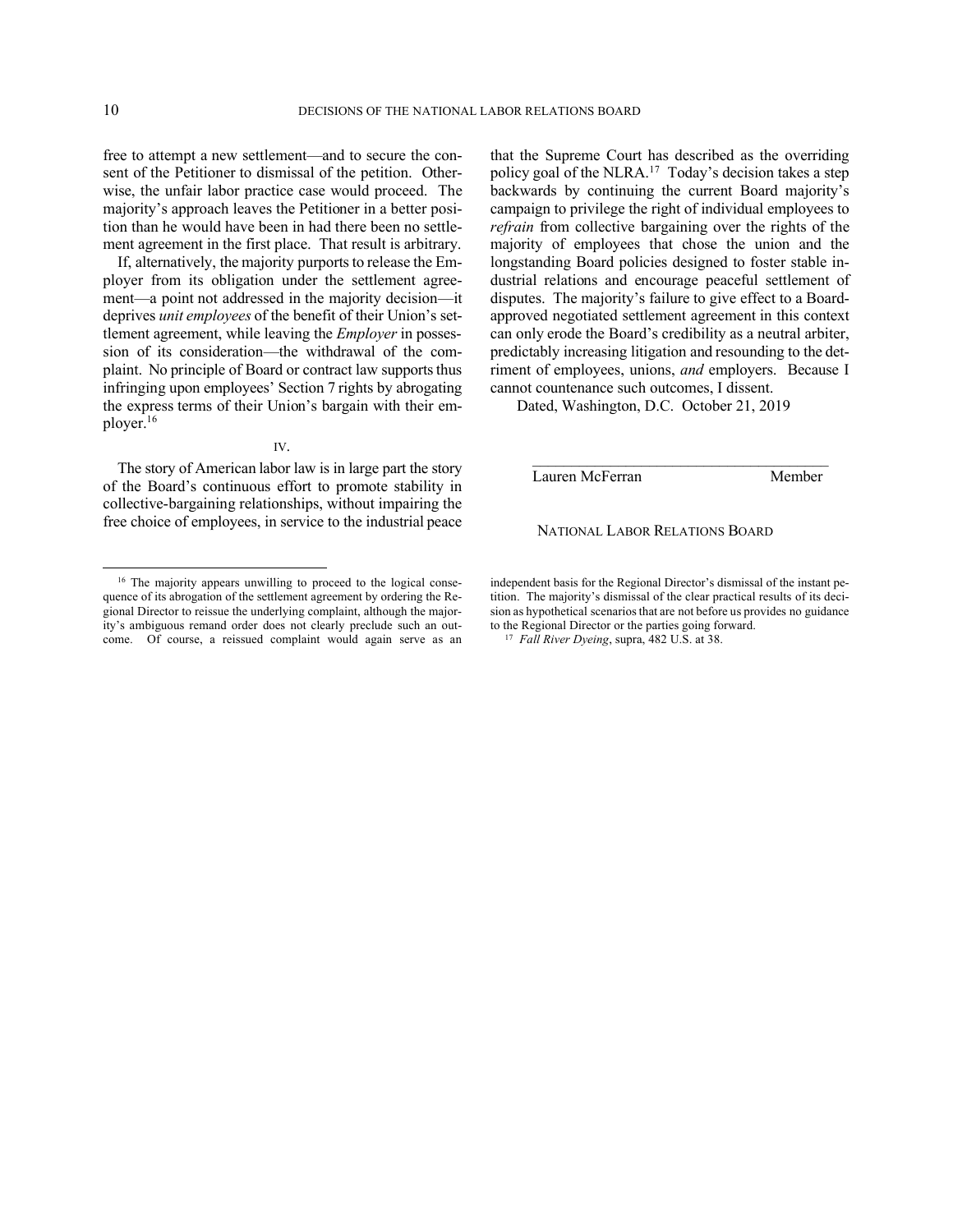free to attempt a new settlement—and to secure the consent of the Petitioner to dismissal of the petition. Otherwise, the unfair labor practice case would proceed. The majority's approach leaves the Petitioner in a better position than he would have been in had there been no settlement agreement in the first place. That result is arbitrary.

If, alternatively, the majority purports to release the Employer from its obligation under the settlement agreement—a point not addressed in the majority decision—it deprives *unit employees* of the benefit of their Union's settlement agreement, while leaving the *Employer* in possession of its consideration—the withdrawal of the complaint. No principle of Board or contract law supports thus infringing upon employees' Section 7 rights by abrogating the express terms of their Union's bargain with their employer.[16]

IV.

The story of American labor law is in large part the story of the Board's continuous effort to promote stability in collective-bargaining relationships, without impairing the free choice of employees, in service to the industrial peace that the Supreme Court has described as the overriding policy goal of the NLRA.[17] Today's decision takes a step backwards by continuing the current Board majority's campaign to privilege the right of individual employees to *refrain* from collective bargaining over the rights of the majority of employees that chose the union and the longstanding Board policies designed to foster stable industrial relations and encourage peaceful settlement of disputes. The majority's failure to give effect to a Board-approved negotiated settlement agreement in this context can only erode the Board's credibility as a neutral arbiter, predictably increasing litigation and resounding to the detriment of employees, unions, *and* employers. Because I cannot countenance such outcomes, I dissent.

Dated, Washington, D.C. October 21, 2019

______________________________________
Lauren McFerran Member

NATIONAL LABOR RELATIONS BOARD

---

[16] The majority appears unwilling to proceed to the logical consequence of its abrogation of the settlement agreement by ordering the Regional Director to reissue the underlying complaint, although the majority's ambiguous remand order does not clearly preclude such an outcome. Of course, a reissued complaint would again serve as an independent basis for the Regional Director's dismissal of the instant petition. The majority's dismissal of the clear practical results of its decision as hypothetical scenarios that are not before us provides no guidance to the Regional Director or the parties going forward.

[17] *Fall River Dyeing*, supra, 482 U.S. at 38.